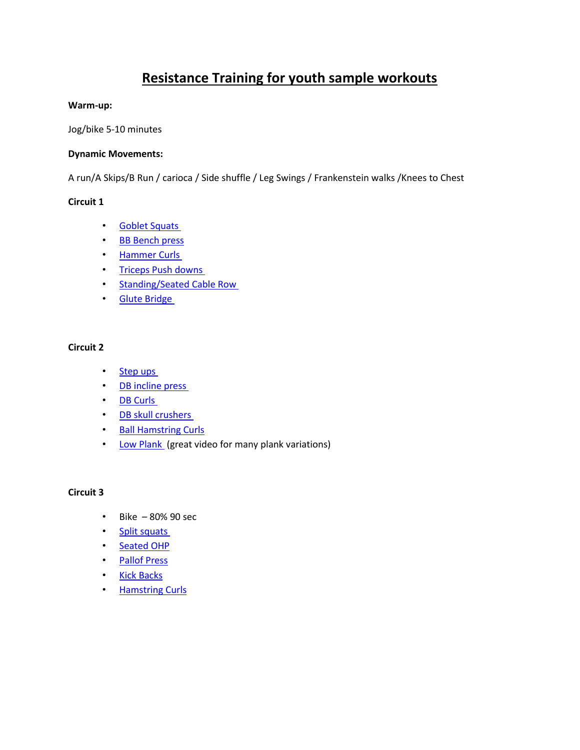# Resistance Training for youth sample workouts

**Warm-up:**

Jog/bike 5-10 minutes

**Dynamic Movements:**

A run/A Skips/B Run / carioca / Side shuffle / Leg Swings / Frankenstein walks /Knees to Chest

**Circuit 1**

- Goblet Squats
- BB Bench press
- Hammer Curls
- Triceps Push downs
- Standing/Seated Cable Row
- Glute Bridge

**Circuit 2**

- Step ups
- DB incline press
- DB Curls
- DB skull crushers
- Ball Hamstring Curls
- Low Plank (great video for many plank variations)

**Circuit 3**

- Bike – 80% 90 sec
- Split squats
- Seated OHP
- Pallof Press
- Kick Backs
- Hamstring Curls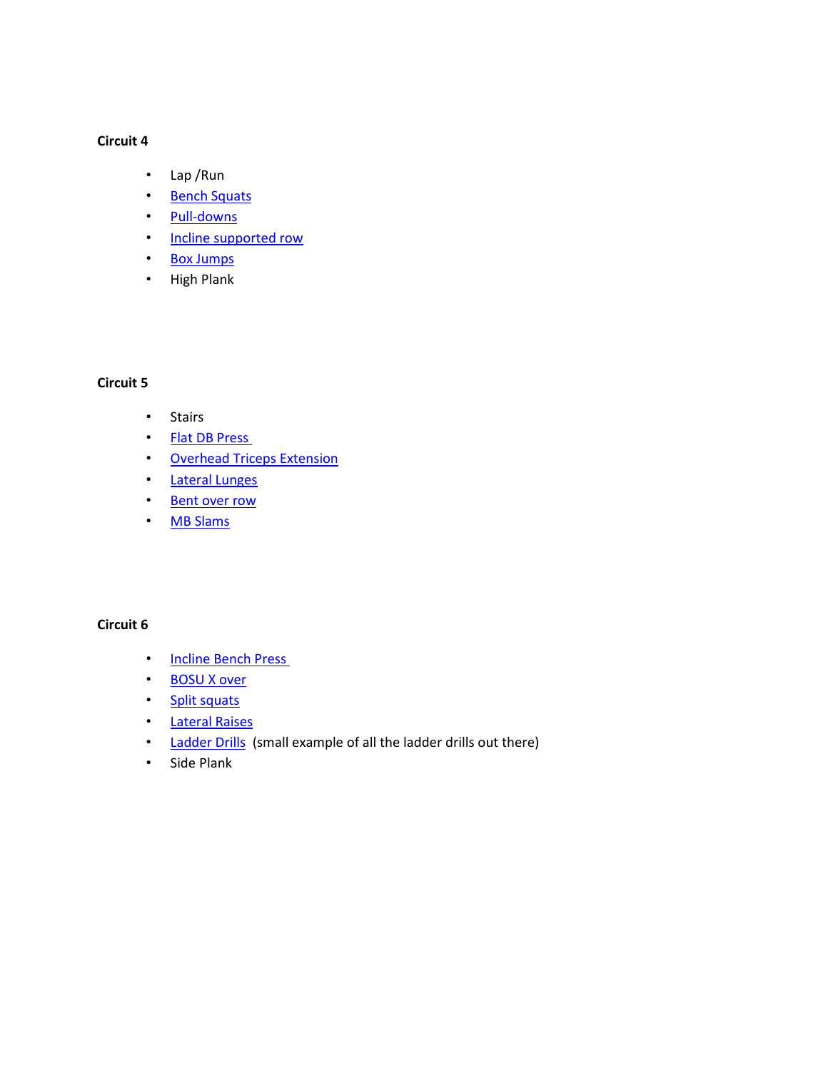**Circuit 4**

- Lap /Run
- Bench Squats
- Pull-downs
- Incline supported row
- Box Jumps
- High Plank

**Circuit 5**

- Stairs
- Flat DB Press
- Overhead Triceps Extension
- Lateral Lunges
- Bent over row
- MB Slams

**Circuit 6**

- Incline Bench Press
- BOSU X over
- Split squats
- Lateral Raises
- Ladder Drills (small example of all the ladder drills out there)
- Side Plank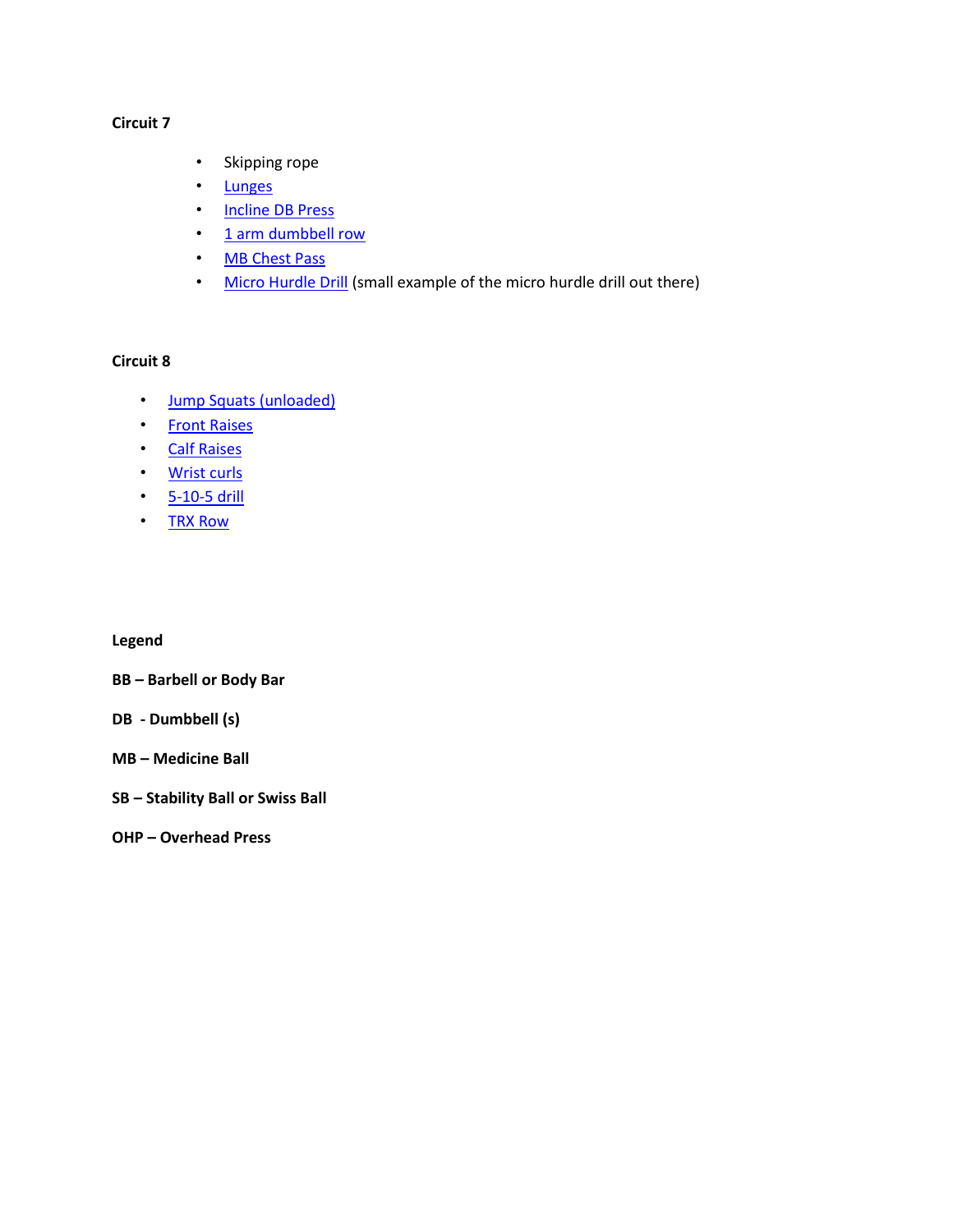**Circuit 7**

- Skipping rope
- Lunges
- Incline DB Press
- 1 arm dumbbell row
- MB Chest Pass
- Micro Hurdle Drill (small example of the micro hurdle drill out there)

**Circuit 8**

- Jump Squats (unloaded)
- Front Raises
- Calf Raises
- Wrist curls
- 5-10-5 drill
- TRX Row

**Legend**

**BB – Barbell or Body Bar**

**DB - Dumbbell (s)**

**MB – Medicine Ball**

**SB – Stability Ball or Swiss Ball**

**OHP – Overhead Press**